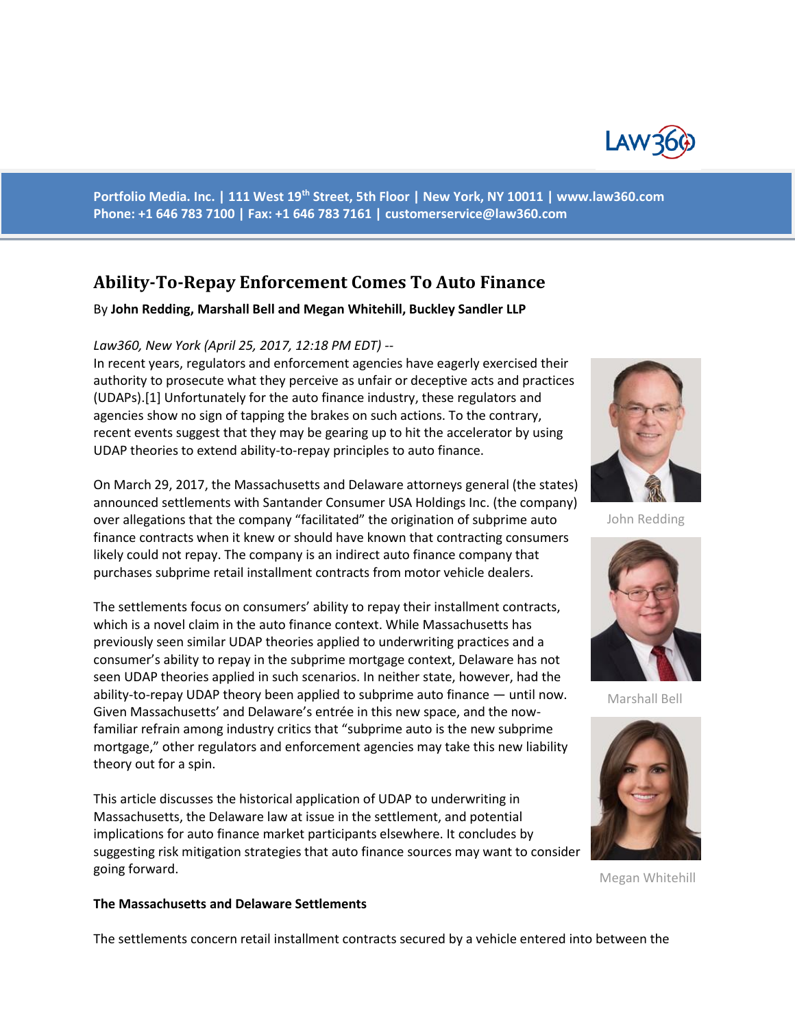Portfolio Media. Inc. | 111 West 19th Street, 5th Floor | New York, NY 10011 | www.law360.com
Phone: +1 646 783 7100 | Fax: +1 646 783 7161 | customerservice@law360.com

# Ability-To-Repay Enforcement Comes To Auto Finance

By **John Redding, Marshall Bell and Megan Whitehill, Buckley Sandler LLP**

*Law360, New York (April 25, 2017, 12:18 PM EDT) --*
In recent years, regulators and enforcement agencies have eagerly exercised their authority to prosecute what they perceive as unfair or deceptive acts and practices (UDAPs).[1] Unfortunately for the auto finance industry, these regulators and agencies show no sign of tapping the brakes on such actions. To the contrary, recent events suggest that they may be gearing up to hit the accelerator by using UDAP theories to extend ability-to-repay principles to auto finance.

John Redding

Marshall Bell

Megan Whitehill

On March 29, 2017, the Massachusetts and Delaware attorneys general (the states) announced settlements with Santander Consumer USA Holdings Inc. (the company) over allegations that the company "facilitated" the origination of subprime auto finance contracts when it knew or should have known that contracting consumers likely could not repay. The company is an indirect auto finance company that purchases subprime retail installment contracts from motor vehicle dealers.

The settlements focus on consumers' ability to repay their installment contracts, which is a novel claim in the auto finance context. While Massachusetts has previously seen similar UDAP theories applied to underwriting practices and a consumer's ability to repay in the subprime mortgage context, Delaware has not seen UDAP theories applied in such scenarios. In neither state, however, had the ability-to-repay UDAP theory been applied to subprime auto finance — until now. Given Massachusetts' and Delaware's entrée in this new space, and the now-familiar refrain among industry critics that "subprime auto is the new subprime mortgage," other regulators and enforcement agencies may take this new liability theory out for a spin.

This article discusses the historical application of UDAP to underwriting in Massachusetts, the Delaware law at issue in the settlement, and potential implications for auto finance market participants elsewhere. It concludes by suggesting risk mitigation strategies that auto finance sources may want to consider going forward.

**The Massachusetts and Delaware Settlements**

The settlements concern retail installment contracts secured by a vehicle entered into between the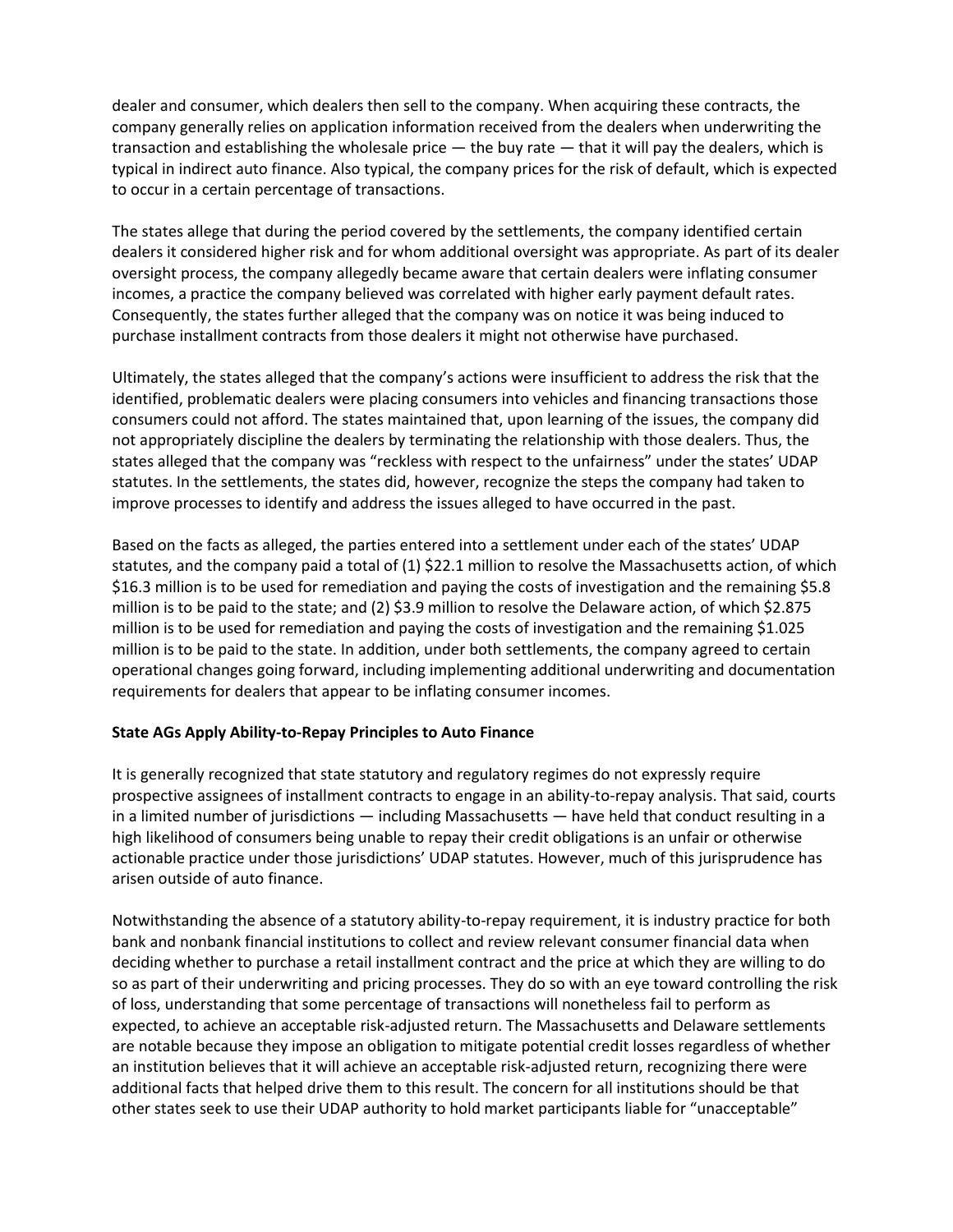dealer and consumer, which dealers then sell to the company. When acquiring these contracts, the company generally relies on application information received from the dealers when underwriting the transaction and establishing the wholesale price — the buy rate — that it will pay the dealers, which is typical in indirect auto finance. Also typical, the company prices for the risk of default, which is expected to occur in a certain percentage of transactions.

The states allege that during the period covered by the settlements, the company identified certain dealers it considered higher risk and for whom additional oversight was appropriate. As part of its dealer oversight process, the company allegedly became aware that certain dealers were inflating consumer incomes, a practice the company believed was correlated with higher early payment default rates. Consequently, the states further alleged that the company was on notice it was being induced to purchase installment contracts from those dealers it might not otherwise have purchased.

Ultimately, the states alleged that the company's actions were insufficient to address the risk that the identified, problematic dealers were placing consumers into vehicles and financing transactions those consumers could not afford. The states maintained that, upon learning of the issues, the company did not appropriately discipline the dealers by terminating the relationship with those dealers. Thus, the states alleged that the company was "reckless with respect to the unfairness" under the states' UDAP statutes. In the settlements, the states did, however, recognize the steps the company had taken to improve processes to identify and address the issues alleged to have occurred in the past.

Based on the facts as alleged, the parties entered into a settlement under each of the states' UDAP statutes, and the company paid a total of (1) $22.1 million to resolve the Massachusetts action, of which $16.3 million is to be used for remediation and paying the costs of investigation and the remaining $5.8 million is to be paid to the state; and (2) $3.9 million to resolve the Delaware action, of which $2.875 million is to be used for remediation and paying the costs of investigation and the remaining $1.025 million is to be paid to the state. In addition, under both settlements, the company agreed to certain operational changes going forward, including implementing additional underwriting and documentation requirements for dealers that appear to be inflating consumer incomes.

**State AGs Apply Ability-to-Repay Principles to Auto Finance**

It is generally recognized that state statutory and regulatory regimes do not expressly require prospective assignees of installment contracts to engage in an ability-to-repay analysis. That said, courts in a limited number of jurisdictions — including Massachusetts — have held that conduct resulting in a high likelihood of consumers being unable to repay their credit obligations is an unfair or otherwise actionable practice under those jurisdictions' UDAP statutes. However, much of this jurisprudence has arisen outside of auto finance.

Notwithstanding the absence of a statutory ability-to-repay requirement, it is industry practice for both bank and nonbank financial institutions to collect and review relevant consumer financial data when deciding whether to purchase a retail installment contract and the price at which they are willing to do so as part of their underwriting and pricing processes. They do so with an eye toward controlling the risk of loss, understanding that some percentage of transactions will nonetheless fail to perform as expected, to achieve an acceptable risk-adjusted return. The Massachusetts and Delaware settlements are notable because they impose an obligation to mitigate potential credit losses regardless of whether an institution believes that it will achieve an acceptable risk-adjusted return, recognizing there were additional facts that helped drive them to this result. The concern for all institutions should be that other states seek to use their UDAP authority to hold market participants liable for "unacceptable"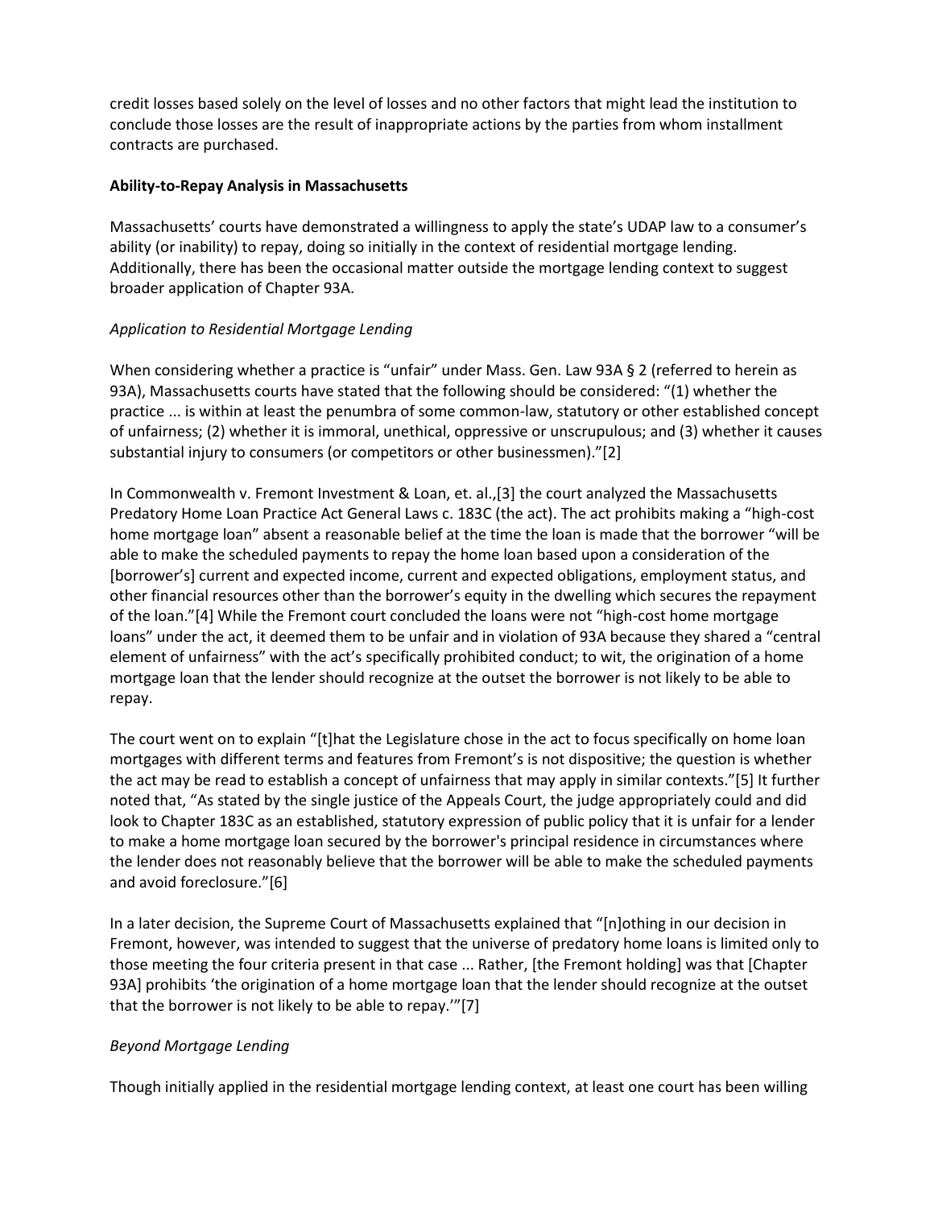credit losses based solely on the level of losses and no other factors that might lead the institution to conclude those losses are the result of inappropriate actions by the parties from whom installment contracts are purchased.

**Ability-to-Repay Analysis in Massachusetts**

Massachusetts' courts have demonstrated a willingness to apply the state's UDAP law to a consumer's ability (or inability) to repay, doing so initially in the context of residential mortgage lending. Additionally, there has been the occasional matter outside the mortgage lending context to suggest broader application of Chapter 93A.

*Application to Residential Mortgage Lending*

When considering whether a practice is "unfair" under Mass. Gen. Law 93A § 2 (referred to herein as 93A), Massachusetts courts have stated that the following should be considered: "(1) whether the practice ... is within at least the penumbra of some common-law, statutory or other established concept of unfairness; (2) whether it is immoral, unethical, oppressive or unscrupulous; and (3) whether it causes substantial injury to consumers (or competitors or other businessmen)."[2]

In Commonwealth v. Fremont Investment & Loan, et. al.,[3] the court analyzed the Massachusetts Predatory Home Loan Practice Act General Laws c. 183C (the act). The act prohibits making a "high-cost home mortgage loan" absent a reasonable belief at the time the loan is made that the borrower "will be able to make the scheduled payments to repay the home loan based upon a consideration of the [borrower's] current and expected income, current and expected obligations, employment status, and other financial resources other than the borrower's equity in the dwelling which secures the repayment of the loan."[4] While the Fremont court concluded the loans were not "high-cost home mortgage loans" under the act, it deemed them to be unfair and in violation of 93A because they shared a "central element of unfairness" with the act's specifically prohibited conduct; to wit, the origination of a home mortgage loan that the lender should recognize at the outset the borrower is not likely to be able to repay.

The court went on to explain "[t]hat the Legislature chose in the act to focus specifically on home loan mortgages with different terms and features from Fremont's is not dispositive; the question is whether the act may be read to establish a concept of unfairness that may apply in similar contexts."[5] It further noted that, "As stated by the single justice of the Appeals Court, the judge appropriately could and did look to Chapter 183C as an established, statutory expression of public policy that it is unfair for a lender to make a home mortgage loan secured by the borrower's principal residence in circumstances where the lender does not reasonably believe that the borrower will be able to make the scheduled payments and avoid foreclosure."[6]

In a later decision, the Supreme Court of Massachusetts explained that "[n]othing in our decision in Fremont, however, was intended to suggest that the universe of predatory home loans is limited only to those meeting the four criteria present in that case ... Rather, [the Fremont holding] was that [Chapter 93A] prohibits 'the origination of a home mortgage loan that the lender should recognize at the outset that the borrower is not likely to be able to repay.'"[7]

*Beyond Mortgage Lending*

Though initially applied in the residential mortgage lending context, at least one court has been willing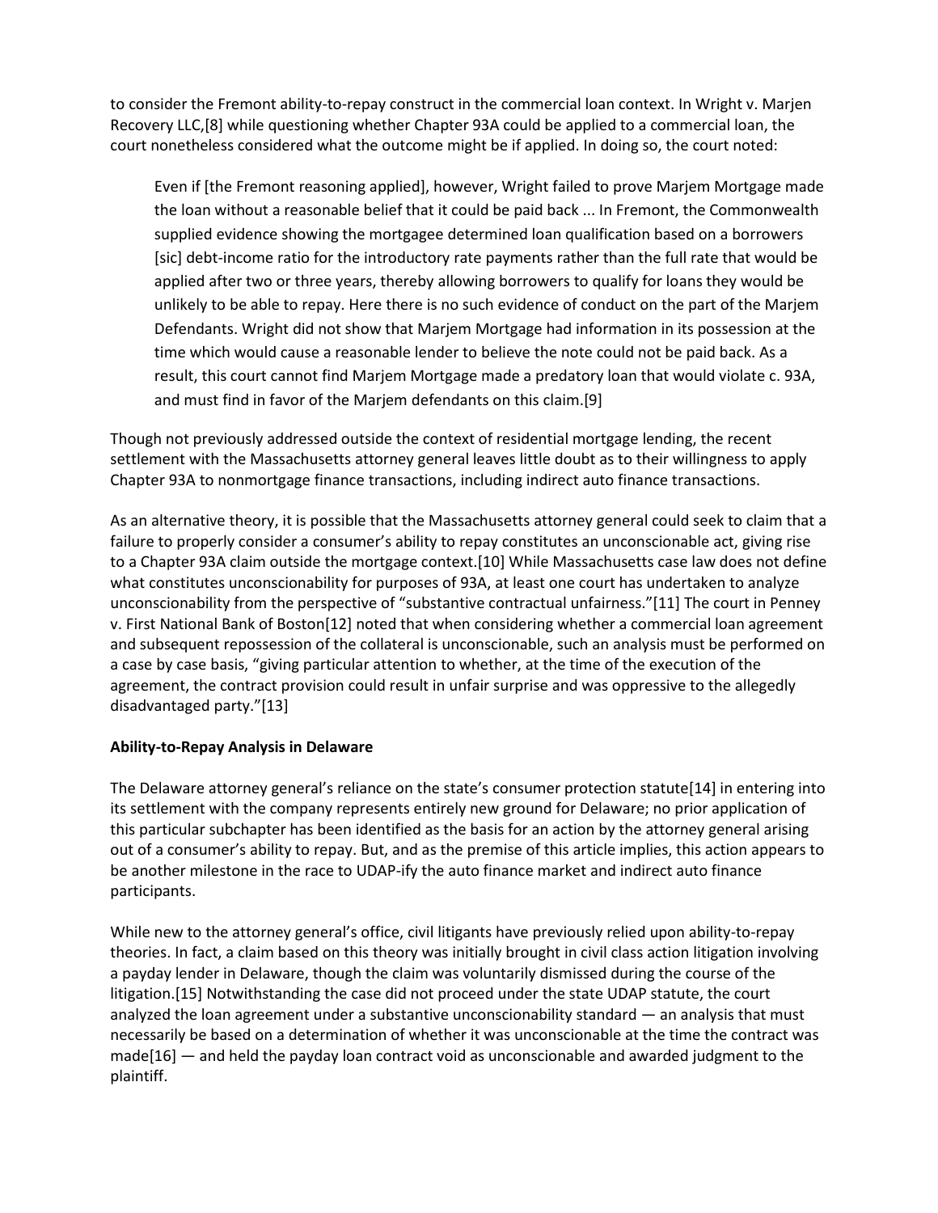to consider the Fremont ability-to-repay construct in the commercial loan context. In Wright v. Marjen Recovery LLC,[8] while questioning whether Chapter 93A could be applied to a commercial loan, the court nonetheless considered what the outcome might be if applied. In doing so, the court noted:

> Even if [the Fremont reasoning applied], however, Wright failed to prove Marjem Mortgage made the loan without a reasonable belief that it could be paid back ... In Fremont, the Commonwealth supplied evidence showing the mortgagee determined loan qualification based on a borrowers [sic] debt-income ratio for the introductory rate payments rather than the full rate that would be applied after two or three years, thereby allowing borrowers to qualify for loans they would be unlikely to be able to repay. Here there is no such evidence of conduct on the part of the Marjem Defendants. Wright did not show that Marjem Mortgage had information in its possession at the time which would cause a reasonable lender to believe the note could not be paid back. As a result, this court cannot find Marjem Mortgage made a predatory loan that would violate c. 93A, and must find in favor of the Marjem defendants on this claim.[9]

Though not previously addressed outside the context of residential mortgage lending, the recent settlement with the Massachusetts attorney general leaves little doubt as to their willingness to apply Chapter 93A to nonmortgage finance transactions, including indirect auto finance transactions.

As an alternative theory, it is possible that the Massachusetts attorney general could seek to claim that a failure to properly consider a consumer's ability to repay constitutes an unconscionable act, giving rise to a Chapter 93A claim outside the mortgage context.[10] While Massachusetts case law does not define what constitutes unconscionability for purposes of 93A, at least one court has undertaken to analyze unconscionability from the perspective of "substantive contractual unfairness."[11] The court in Penney v. First National Bank of Boston[12] noted that when considering whether a commercial loan agreement and subsequent repossession of the collateral is unconscionable, such an analysis must be performed on a case by case basis, "giving particular attention to whether, at the time of the execution of the agreement, the contract provision could result in unfair surprise and was oppressive to the allegedly disadvantaged party."[13]

**Ability-to-Repay Analysis in Delaware**

The Delaware attorney general's reliance on the state's consumer protection statute[14] in entering into its settlement with the company represents entirely new ground for Delaware; no prior application of this particular subchapter has been identified as the basis for an action by the attorney general arising out of a consumer's ability to repay. But, and as the premise of this article implies, this action appears to be another milestone in the race to UDAP-ify the auto finance market and indirect auto finance participants.

While new to the attorney general's office, civil litigants have previously relied upon ability-to-repay theories. In fact, a claim based on this theory was initially brought in civil class action litigation involving a payday lender in Delaware, though the claim was voluntarily dismissed during the course of the litigation.[15] Notwithstanding the case did not proceed under the state UDAP statute, the court analyzed the loan agreement under a substantive unconscionability standard — an analysis that must necessarily be based on a determination of whether it was unconscionable at the time the contract was made[16] — and held the payday loan contract void as unconscionable and awarded judgment to the plaintiff.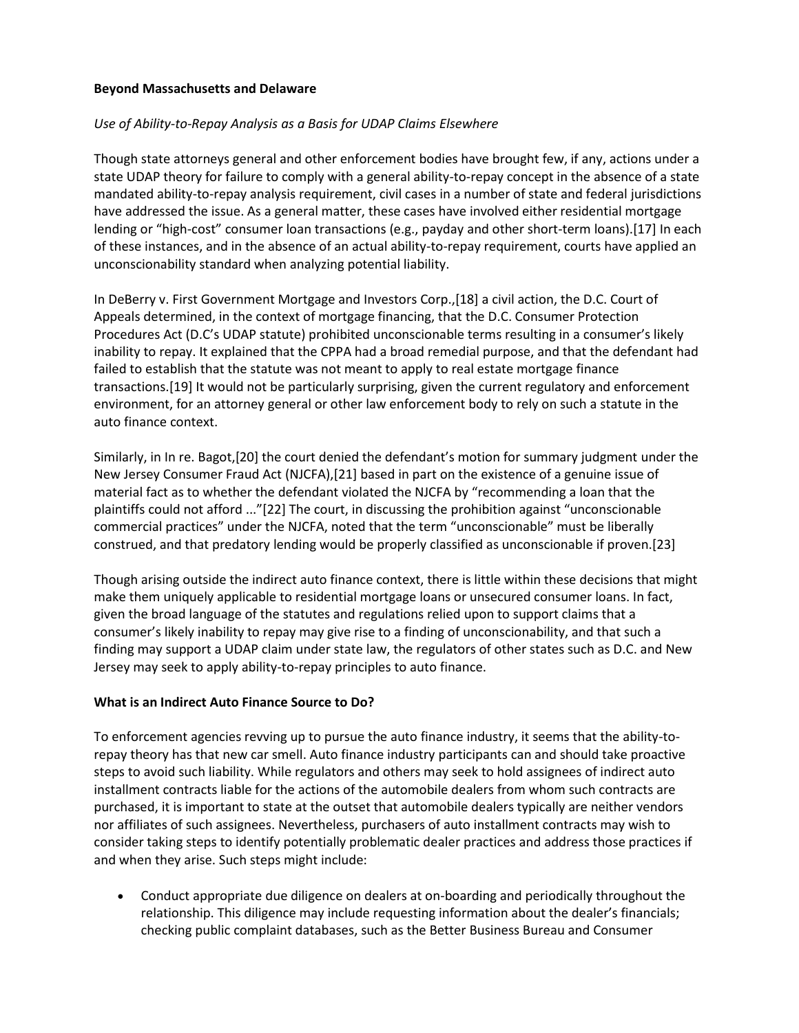**Beyond Massachusetts and Delaware**

*Use of Ability-to-Repay Analysis as a Basis for UDAP Claims Elsewhere*

Though state attorneys general and other enforcement bodies have brought few, if any, actions under a state UDAP theory for failure to comply with a general ability-to-repay concept in the absence of a state mandated ability-to-repay analysis requirement, civil cases in a number of state and federal jurisdictions have addressed the issue. As a general matter, these cases have involved either residential mortgage lending or "high-cost" consumer loan transactions (e.g., payday and other short-term loans).[17] In each of these instances, and in the absence of an actual ability-to-repay requirement, courts have applied an unconscionability standard when analyzing potential liability.

In DeBerry v. First Government Mortgage and Investors Corp.,[18] a civil action, the D.C. Court of Appeals determined, in the context of mortgage financing, that the D.C. Consumer Protection Procedures Act (D.C's UDAP statute) prohibited unconscionable terms resulting in a consumer's likely inability to repay. It explained that the CPPA had a broad remedial purpose, and that the defendant had failed to establish that the statute was not meant to apply to real estate mortgage finance transactions.[19] It would not be particularly surprising, given the current regulatory and enforcement environment, for an attorney general or other law enforcement body to rely on such a statute in the auto finance context.

Similarly, in In re. Bagot,[20] the court denied the defendant's motion for summary judgment under the New Jersey Consumer Fraud Act (NJCFA),[21] based in part on the existence of a genuine issue of material fact as to whether the defendant violated the NJCFA by "recommending a loan that the plaintiffs could not afford ..."[22] The court, in discussing the prohibition against "unconscionable commercial practices" under the NJCFA, noted that the term "unconscionable" must be liberally construed, and that predatory lending would be properly classified as unconscionable if proven.[23]

Though arising outside the indirect auto finance context, there is little within these decisions that might make them uniquely applicable to residential mortgage loans or unsecured consumer loans. In fact, given the broad language of the statutes and regulations relied upon to support claims that a consumer's likely inability to repay may give rise to a finding of unconscionability, and that such a finding may support a UDAP claim under state law, the regulators of other states such as D.C. and New Jersey may seek to apply ability-to-repay principles to auto finance.

**What is an Indirect Auto Finance Source to Do?**

To enforcement agencies revving up to pursue the auto finance industry, it seems that the ability-to-repay theory has that new car smell. Auto finance industry participants can and should take proactive steps to avoid such liability. While regulators and others may seek to hold assignees of indirect auto installment contracts liable for the actions of the automobile dealers from whom such contracts are purchased, it is important to state at the outset that automobile dealers typically are neither vendors nor affiliates of such assignees. Nevertheless, purchasers of auto installment contracts may wish to consider taking steps to identify potentially problematic dealer practices and address those practices if and when they arise. Such steps might include:

- Conduct appropriate due diligence on dealers at on-boarding and periodically throughout the relationship. This diligence may include requesting information about the dealer's financials; checking public complaint databases, such as the Better Business Bureau and Consumer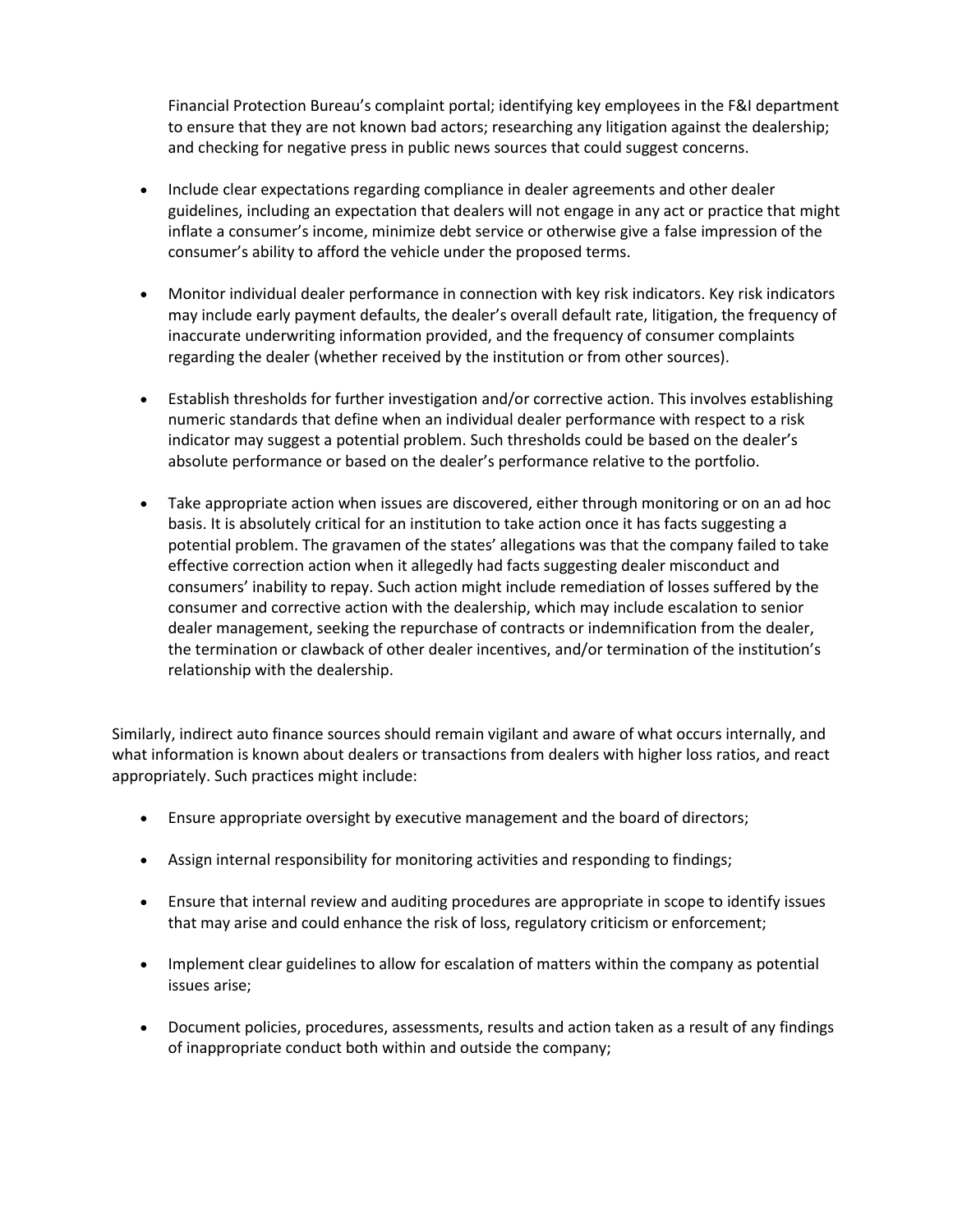Financial Protection Bureau's complaint portal; identifying key employees in the F&I department to ensure that they are not known bad actors; researching any litigation against the dealership; and checking for negative press in public news sources that could suggest concerns.

- Include clear expectations regarding compliance in dealer agreements and other dealer guidelines, including an expectation that dealers will not engage in any act or practice that might inflate a consumer's income, minimize debt service or otherwise give a false impression of the consumer's ability to afford the vehicle under the proposed terms.

- Monitor individual dealer performance in connection with key risk indicators. Key risk indicators may include early payment defaults, the dealer's overall default rate, litigation, the frequency of inaccurate underwriting information provided, and the frequency of consumer complaints regarding the dealer (whether received by the institution or from other sources).

- Establish thresholds for further investigation and/or corrective action. This involves establishing numeric standards that define when an individual dealer performance with respect to a risk indicator may suggest a potential problem. Such thresholds could be based on the dealer's absolute performance or based on the dealer's performance relative to the portfolio.

- Take appropriate action when issues are discovered, either through monitoring or on an ad hoc basis. It is absolutely critical for an institution to take action once it has facts suggesting a potential problem. The gravamen of the states' allegations was that the company failed to take effective correction action when it allegedly had facts suggesting dealer misconduct and consumers' inability to repay. Such action might include remediation of losses suffered by the consumer and corrective action with the dealership, which may include escalation to senior dealer management, seeking the repurchase of contracts or indemnification from the dealer, the termination or clawback of other dealer incentives, and/or termination of the institution's relationship with the dealership.

Similarly, indirect auto finance sources should remain vigilant and aware of what occurs internally, and what information is known about dealers or transactions from dealers with higher loss ratios, and react appropriately. Such practices might include:

- Ensure appropriate oversight by executive management and the board of directors;

- Assign internal responsibility for monitoring activities and responding to findings;

- Ensure that internal review and auditing procedures are appropriate in scope to identify issues that may arise and could enhance the risk of loss, regulatory criticism or enforcement;

- Implement clear guidelines to allow for escalation of matters within the company as potential issues arise;

- Document policies, procedures, assessments, results and action taken as a result of any findings of inappropriate conduct both within and outside the company;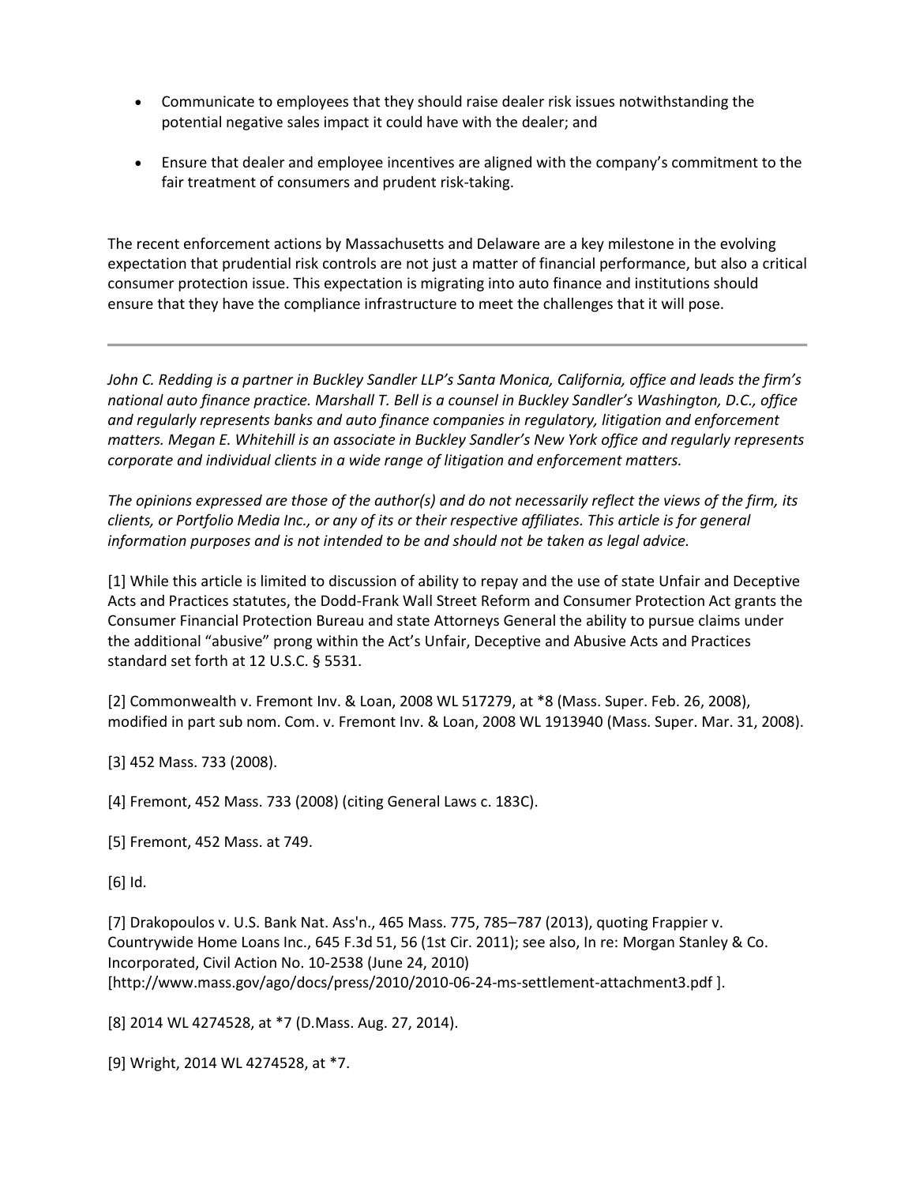- Communicate to employees that they should raise dealer risk issues notwithstanding the potential negative sales impact it could have with the dealer; and

- Ensure that dealer and employee incentives are aligned with the company's commitment to the fair treatment of consumers and prudent risk-taking.

The recent enforcement actions by Massachusetts and Delaware are a key milestone in the evolving expectation that prudential risk controls are not just a matter of financial performance, but also a critical consumer protection issue. This expectation is migrating into auto finance and institutions should ensure that they have the compliance infrastructure to meet the challenges that it will pose.

---

*John C. Redding is a partner in Buckley Sandler LLP's Santa Monica, California, office and leads the firm's national auto finance practice. Marshall T. Bell is a counsel in Buckley Sandler's Washington, D.C., office and regularly represents banks and auto finance companies in regulatory, litigation and enforcement matters. Megan E. Whitehill is an associate in Buckley Sandler's New York office and regularly represents corporate and individual clients in a wide range of litigation and enforcement matters.*

*The opinions expressed are those of the author(s) and do not necessarily reflect the views of the firm, its clients, or Portfolio Media Inc., or any of its or their respective affiliates. This article is for general information purposes and is not intended to be and should not be taken as legal advice.*

[1] While this article is limited to discussion of ability to repay and the use of state Unfair and Deceptive Acts and Practices statutes, the Dodd-Frank Wall Street Reform and Consumer Protection Act grants the Consumer Financial Protection Bureau and state Attorneys General the ability to pursue claims under the additional "abusive" prong within the Act's Unfair, Deceptive and Abusive Acts and Practices standard set forth at 12 U.S.C. § 5531.

[2] Commonwealth v. Fremont Inv. & Loan, 2008 WL 517279, at *8 (Mass. Super. Feb. 26, 2008), modified in part sub nom. Com. v. Fremont Inv. & Loan, 2008 WL 1913940 (Mass. Super. Mar. 31, 2008).

[3] 452 Mass. 733 (2008).

[4] Fremont, 452 Mass. 733 (2008) (citing General Laws c. 183C).

[5] Fremont, 452 Mass. at 749.

[6] Id.

[7] Drakopoulos v. U.S. Bank Nat. Ass'n., 465 Mass. 775, 785–787 (2013), quoting Frappier v. Countrywide Home Loans Inc., 645 F.3d 51, 56 (1st Cir. 2011); see also, In re: Morgan Stanley & Co. Incorporated, Civil Action No. 10-2538 (June 24, 2010) [http://www.mass.gov/ago/docs/press/2010/2010-06-24-ms-settlement-attachment3.pdf ].

[8] 2014 WL 4274528, at *7 (D.Mass. Aug. 27, 2014).

[9] Wright, 2014 WL 4274528, at *7.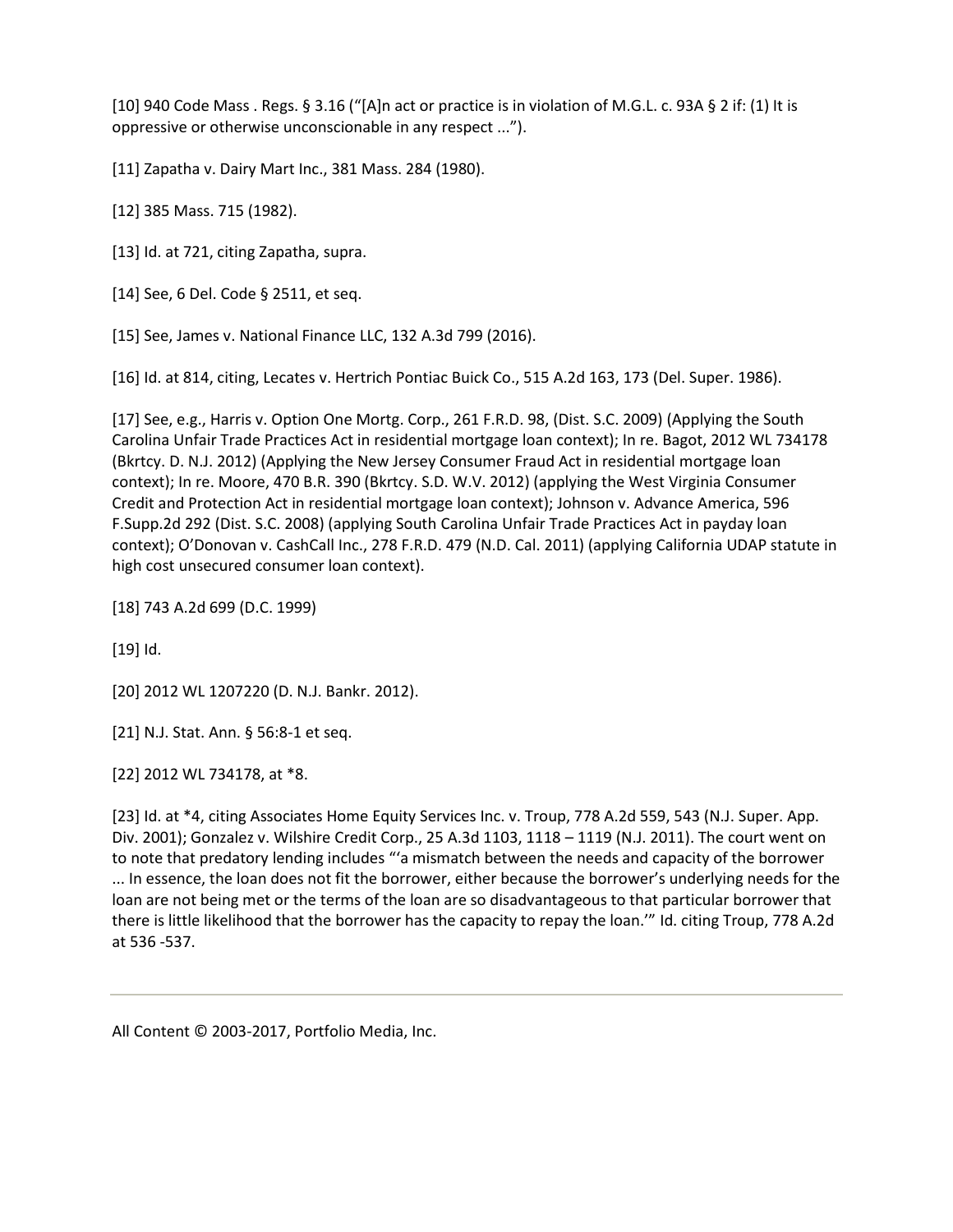[10] 940 Code Mass . Regs. § 3.16 ("[A]n act or practice is in violation of M.G.L. c. 93A § 2 if: (1) It is oppressive or otherwise unconscionable in any respect ...").

[11] Zapatha v. Dairy Mart Inc., 381 Mass. 284 (1980).

[12] 385 Mass. 715 (1982).

[13] Id. at 721, citing Zapatha, supra.

[14] See, 6 Del. Code § 2511, et seq.

[15] See, James v. National Finance LLC, 132 A.3d 799 (2016).

[16] Id. at 814, citing, Lecates v. Hertrich Pontiac Buick Co., 515 A.2d 163, 173 (Del. Super. 1986).

[17] See, e.g., Harris v. Option One Mortg. Corp., 261 F.R.D. 98, (Dist. S.C. 2009) (Applying the South Carolina Unfair Trade Practices Act in residential mortgage loan context); In re. Bagot, 2012 WL 734178 (Bkrtcy. D. N.J. 2012) (Applying the New Jersey Consumer Fraud Act in residential mortgage loan context); In re. Moore, 470 B.R. 390 (Bkrtcy. S.D. W.V. 2012) (applying the West Virginia Consumer Credit and Protection Act in residential mortgage loan context); Johnson v. Advance America, 596 F.Supp.2d 292 (Dist. S.C. 2008) (applying South Carolina Unfair Trade Practices Act in payday loan context); O'Donovan v. CashCall Inc., 278 F.R.D. 479 (N.D. Cal. 2011) (applying California UDAP statute in high cost unsecured consumer loan context).

[18] 743 A.2d 699 (D.C. 1999)

[19] Id.

[20] 2012 WL 1207220 (D. N.J. Bankr. 2012).

[21] N.J. Stat. Ann. § 56:8-1 et seq.

[22] 2012 WL 734178, at *8.

[23] Id. at *4, citing Associates Home Equity Services Inc. v. Troup, 778 A.2d 559, 543 (N.J. Super. App. Div. 2001); Gonzalez v. Wilshire Credit Corp., 25 A.3d 1103, 1118 – 1119 (N.J. 2011). The court went on to note that predatory lending includes "'a mismatch between the needs and capacity of the borrower ... In essence, the loan does not fit the borrower, either because the borrower's underlying needs for the loan are not being met or the terms of the loan are so disadvantageous to that particular borrower that there is little likelihood that the borrower has the capacity to repay the loan.'" Id. citing Troup, 778 A.2d at 536 -537.

---

All Content © 2003-2017, Portfolio Media, Inc.